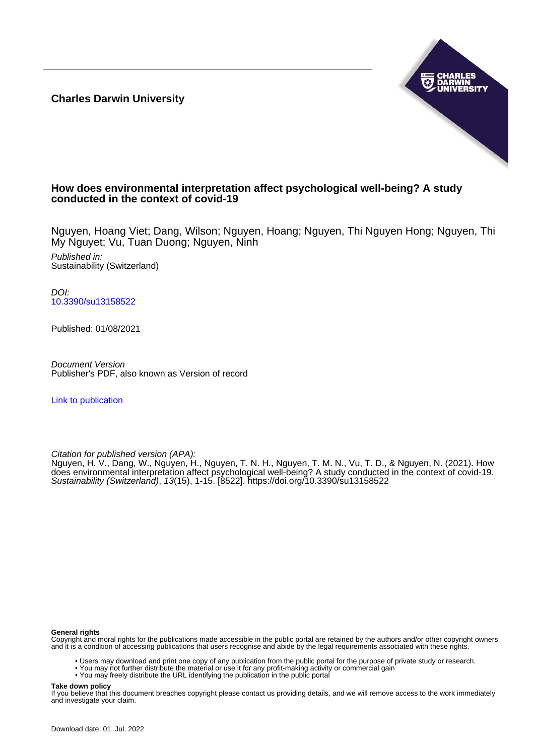**Charles Darwin University**

# How does environmental interpretation affect psychological well-being? A study conducted in the context of covid-19

Nguyen, Hoang Viet; Dang, Wilson; Nguyen, Hoang; Nguyen, Thi Nguyen Hong; Nguyen, Thi My Nguyet; Vu, Tuan Duong; Nguyen, Ninh

*Published in:*
Sustainability (Switzerland)

*DOI:*
[10.3390/su13158522](https://doi.org/10.3390/su13158522)

Published: 01/08/2021

*Document Version*
Publisher's PDF, also known as Version of record

Link to publication

*Citation for published version (APA):*
Nguyen, H. V., Dang, W., Nguyen, H., Nguyen, T. N. H., Nguyen, T. M. N., Vu, T. D., & Nguyen, N. (2021). How does environmental interpretation affect psychological well-being? A study conducted in the context of covid-19. *Sustainability (Switzerland)*, *13*(15), 1-15. [8522]. https://doi.org/10.3390/su13158522

**General rights**
Copyright and moral rights for the publications made accessible in the public portal are retained by the authors and/or other copyright owners and it is a condition of accessing publications that users recognise and abide by the legal requirements associated with these rights.

- Users may download and print one copy of any publication from the public portal for the purpose of private study or research.
- You may not further distribute the material or use it for any profit-making activity or commercial gain
- You may freely distribute the URL identifying the publication in the public portal

**Take down policy**
If you believe that this document breaches copyright please contact us providing details, and we will remove access to the work immediately and investigate your claim.

Download date: 01. Jul. 2022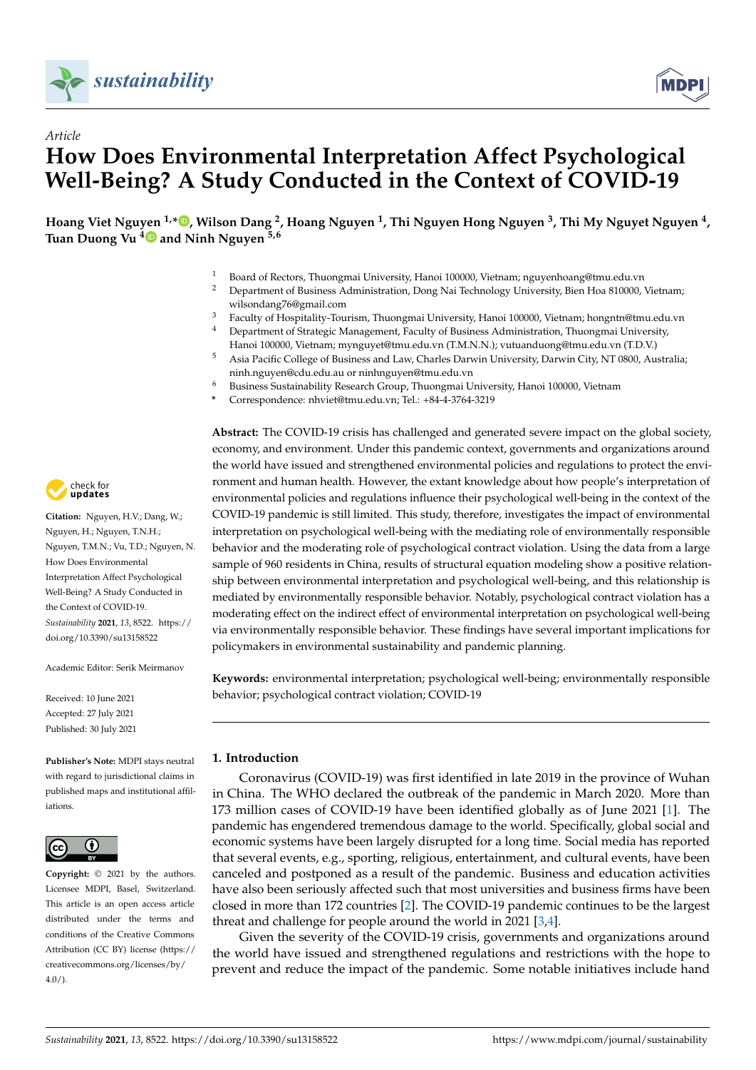# How Does Environmental Interpretation Affect Psychological Well-Being? A Study Conducted in the Context of COVID-19

**Hoang Viet Nguyen [1,*], Wilson Dang [2], Hoang Nguyen [1], Thi Nguyen Hong Nguyen [3], Thi My Nguyet Nguyen [4], Tuan Duong Vu [4] and Ninh Nguyen [5,6]**

1. Board of Rectors, Thuongmai University, Hanoi 100000, Vietnam; nguyenhoang@tmu.edu.vn
2. Department of Business Administration, Dong Nai Technology University, Bien Hoa 810000, Vietnam; wilsondang76@gmail.com
3. Faculty of Hospitality-Tourism, Thuongmai University, Hanoi 100000, Vietnam; hongntn@tmu.edu.vn
4. Department of Strategic Management, Faculty of Business Administration, Thuongmai University, Hanoi 100000, Vietnam; mynguyet@tmu.edu.vn (T.M.N.N.); vutuanduong@tmu.edu.vn (T.D.V.)
5. Asia Pacific College of Business and Law, Charles Darwin University, Darwin City, NT 0800, Australia; ninh.nguyen@cdu.edu.au or ninhnguyen@tmu.edu.vn
6. Business Sustainability Research Group, Thuongmai University, Hanoi 100000, Vietnam

\* Correspondence: nhviet@tmu.edu.vn; Tel.: +84-4-3764-3219

**Citation:** Nguyen, H.V.; Dang, W.; Nguyen, H.; Nguyen, T.N.H.; Nguyen, T.M.N.; Vu, T.D.; Nguyen, N. How Does Environmental Interpretation Affect Psychological Well-Being? A Study Conducted in the Context of COVID-19. *Sustainability* **2021**, *13*, 8522. https://doi.org/10.3390/su13158522

Academic Editor: Serik Meirmanov

Received: 10 June 2021
Accepted: 27 July 2021
Published: 30 July 2021

**Publisher's Note:** MDPI stays neutral with regard to jurisdictional claims in published maps and institutional affiliations.

**Copyright:** © 2021 by the authors. Licensee MDPI, Basel, Switzerland. This article is an open access article distributed under the terms and conditions of the Creative Commons Attribution (CC BY) license (https://creativecommons.org/licenses/by/4.0/).

**Abstract:** The COVID-19 crisis has challenged and generated severe impact on the global society, economy, and environment. Under this pandemic context, governments and organizations around the world have issued and strengthened environmental policies and regulations to protect the environment and human health. However, the extant knowledge about how people's interpretation of environmental policies and regulations influence their psychological well-being in the context of the COVID-19 pandemic is still limited. This study, therefore, investigates the impact of environmental interpretation on psychological well-being with the mediating role of environmentally responsible behavior and the moderating role of psychological contract violation. Using the data from a large sample of 960 residents in China, results of structural equation modeling show a positive relationship between environmental interpretation and psychological well-being, and this relationship is mediated by environmentally responsible behavior. Notably, psychological contract violation has a moderating effect on the indirect effect of environmental interpretation on psychological well-being via environmentally responsible behavior. These findings have several important implications for policymakers in environmental sustainability and pandemic planning.

**Keywords:** environmental interpretation; psychological well-being; environmentally responsible behavior; psychological contract violation; COVID-19

## 1. Introduction

Coronavirus (COVID-19) was first identified in late 2019 in the province of Wuhan in China. The WHO declared the outbreak of the pandemic in March 2020. More than 173 million cases of COVID-19 have been identified globally as of June 2021 [1]. The pandemic has engendered tremendous damage to the world. Specifically, global social and economic systems have been largely disrupted for a long time. Social media has reported that several events, e.g., sporting, religious, entertainment, and cultural events, have been canceled and postponed as a result of the pandemic. Business and education activities have also been seriously affected such that most universities and business firms have been closed in more than 172 countries [2]. The COVID-19 pandemic continues to be the largest threat and challenge for people around the world in 2021 [3,4].

Given the severity of the COVID-19 crisis, governments and organizations around the world have issued and strengthened regulations and restrictions with the hope to prevent and reduce the impact of the pandemic. Some notable initiatives include hand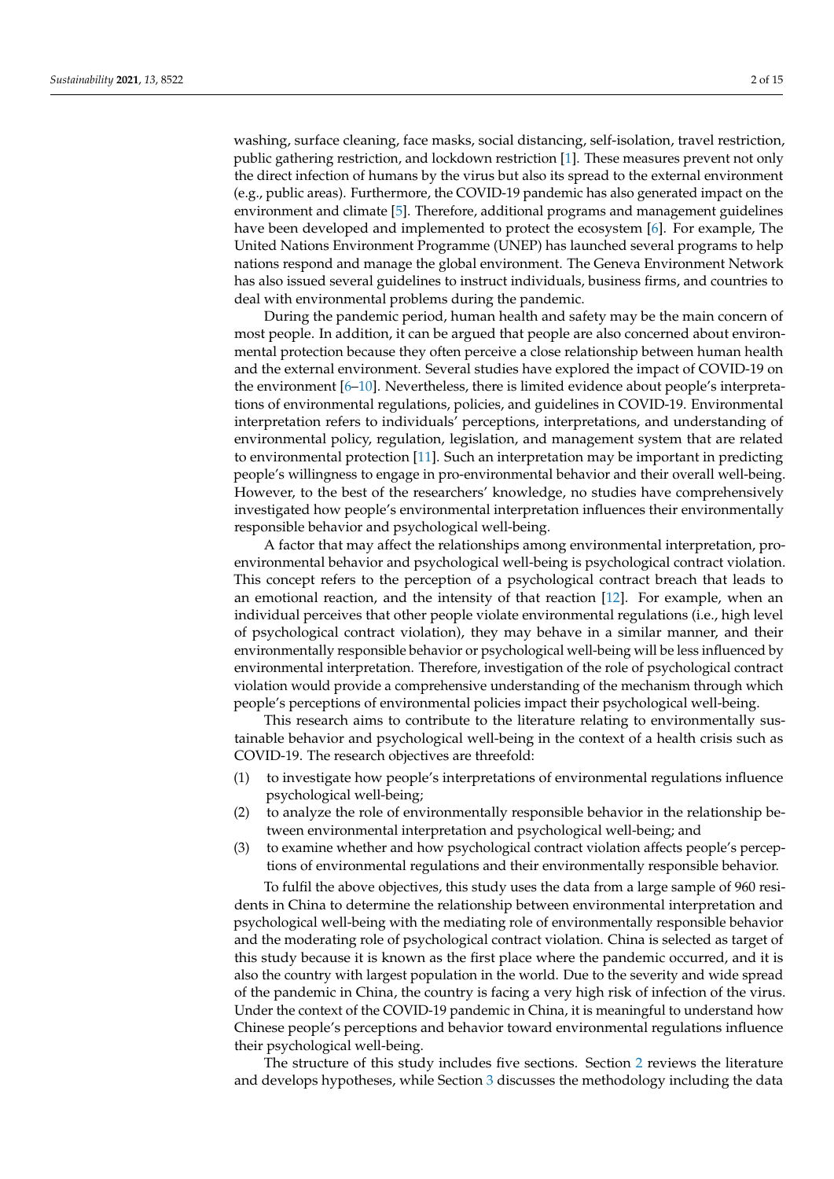washing, surface cleaning, face masks, social distancing, self-isolation, travel restriction, public gathering restriction, and lockdown restriction [1]. These measures prevent not only the direct infection of humans by the virus but also its spread to the external environment (e.g., public areas). Furthermore, the COVID-19 pandemic has also generated impact on the environment and climate [5]. Therefore, additional programs and management guidelines have been developed and implemented to protect the ecosystem [6]. For example, The United Nations Environment Programme (UNEP) has launched several programs to help nations respond and manage the global environment. The Geneva Environment Network has also issued several guidelines to instruct individuals, business firms, and countries to deal with environmental problems during the pandemic.

During the pandemic period, human health and safety may be the main concern of most people. In addition, it can be argued that people are also concerned about environmental protection because they often perceive a close relationship between human health and the external environment. Several studies have explored the impact of COVID-19 on the environment [6–10]. Nevertheless, there is limited evidence about people's interpretations of environmental regulations, policies, and guidelines in COVID-19. Environmental interpretation refers to individuals' perceptions, interpretations, and understanding of environmental policy, regulation, legislation, and management system that are related to environmental protection [11]. Such an interpretation may be important in predicting people's willingness to engage in pro-environmental behavior and their overall well-being. However, to the best of the researchers' knowledge, no studies have comprehensively investigated how people's environmental interpretation influences their environmentally responsible behavior and psychological well-being.

A factor that may affect the relationships among environmental interpretation, pro-environmental behavior and psychological well-being is psychological contract violation. This concept refers to the perception of a psychological contract breach that leads to an emotional reaction, and the intensity of that reaction [12]. For example, when an individual perceives that other people violate environmental regulations (i.e., high level of psychological contract violation), they may behave in a similar manner, and their environmentally responsible behavior or psychological well-being will be less influenced by environmental interpretation. Therefore, investigation of the role of psychological contract violation would provide a comprehensive understanding of the mechanism through which people's perceptions of environmental policies impact their psychological well-being.

This research aims to contribute to the literature relating to environmentally sustainable behavior and psychological well-being in the context of a health crisis such as COVID-19. The research objectives are threefold:

(1) to investigate how people's interpretations of environmental regulations influence psychological well-being;
(2) to analyze the role of environmentally responsible behavior in the relationship between environmental interpretation and psychological well-being; and
(3) to examine whether and how psychological contract violation affects people's perceptions of environmental regulations and their environmentally responsible behavior.

To fulfil the above objectives, this study uses the data from a large sample of 960 residents in China to determine the relationship between environmental interpretation and psychological well-being with the mediating role of environmentally responsible behavior and the moderating role of psychological contract violation. China is selected as target of this study because it is known as the first place where the pandemic occurred, and it is also the country with largest population in the world. Due to the severity and wide spread of the pandemic in China, the country is facing a very high risk of infection of the virus. Under the context of the COVID-19 pandemic in China, it is meaningful to understand how Chinese people's perceptions and behavior toward environmental regulations influence their psychological well-being.

The structure of this study includes five sections. Section 2 reviews the literature and develops hypotheses, while Section 3 discusses the methodology including the data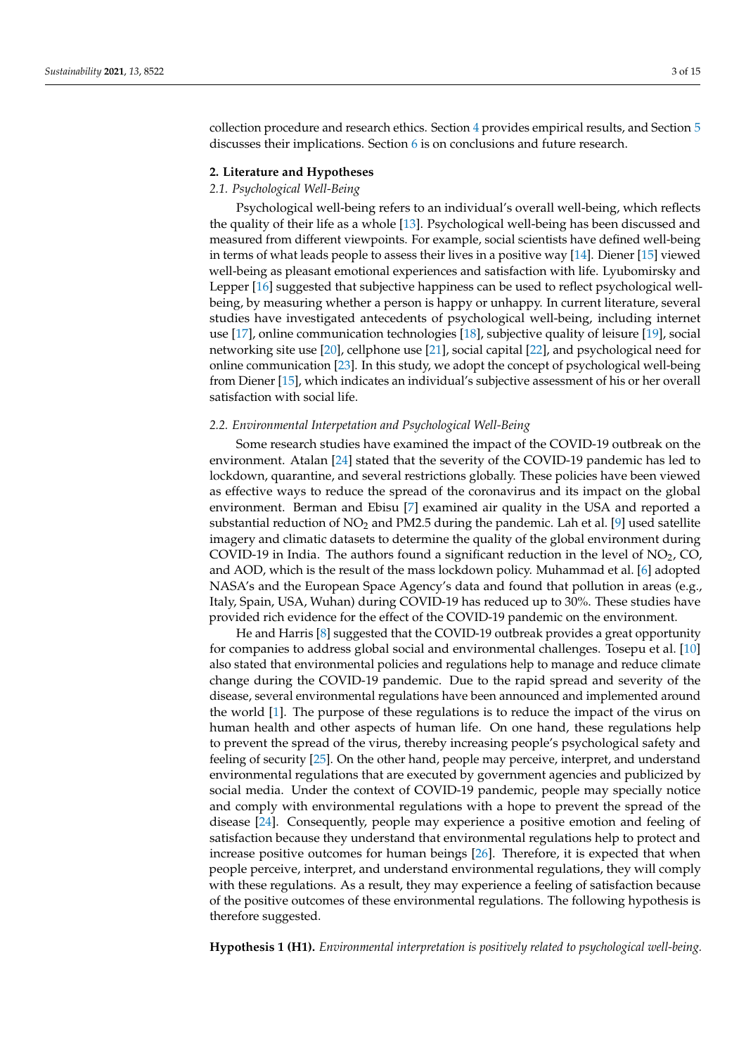collection procedure and research ethics. Section 4 provides empirical results, and Section 5 discusses their implications. Section 6 is on conclusions and future research.

## 2. Literature and Hypotheses

### 2.1. Psychological Well-Being

Psychological well-being refers to an individual's overall well-being, which reflects the quality of their life as a whole [13]. Psychological well-being has been discussed and measured from different viewpoints. For example, social scientists have defined well-being in terms of what leads people to assess their lives in a positive way [14]. Diener [15] viewed well-being as pleasant emotional experiences and satisfaction with life. Lyubomirsky and Lepper [16] suggested that subjective happiness can be used to reflect psychological well-being, by measuring whether a person is happy or unhappy. In current literature, several studies have investigated antecedents of psychological well-being, including internet use [17], online communication technologies [18], subjective quality of leisure [19], social networking site use [20], cellphone use [21], social capital [22], and psychological need for online communication [23]. In this study, we adopt the concept of psychological well-being from Diener [15], which indicates an individual's subjective assessment of his or her overall satisfaction with social life.

### 2.2. Environmental Interpetation and Psychological Well-Being

Some research studies have examined the impact of the COVID-19 outbreak on the environment. Atalan [24] stated that the severity of the COVID-19 pandemic has led to lockdown, quarantine, and several restrictions globally. These policies have been viewed as effective ways to reduce the spread of the coronavirus and its impact on the global environment. Berman and Ebisu [7] examined air quality in the USA and reported a substantial reduction of $NO_2$ and PM2.5 during the pandemic. Lah et al. [9] used satellite imagery and climatic datasets to determine the quality of the global environment during COVID-19 in India. The authors found a significant reduction in the level of $NO_2$, CO, and AOD, which is the result of the mass lockdown policy. Muhammad et al. [6] adopted NASA's and the European Space Agency's data and found that pollution in areas (e.g., Italy, Spain, USA, Wuhan) during COVID-19 has reduced up to 30%. These studies have provided rich evidence for the effect of the COVID-19 pandemic on the environment.

He and Harris [8] suggested that the COVID-19 outbreak provides a great opportunity for companies to address global social and environmental challenges. Tosepu et al. [10] also stated that environmental policies and regulations help to manage and reduce climate change during the COVID-19 pandemic. Due to the rapid spread and severity of the disease, several environmental regulations have been announced and implemented around the world [1]. The purpose of these regulations is to reduce the impact of the virus on human health and other aspects of human life. On one hand, these regulations help to prevent the spread of the virus, thereby increasing people's psychological safety and feeling of security [25]. On the other hand, people may perceive, interpret, and understand environmental regulations that are executed by government agencies and publicized by social media. Under the context of COVID-19 pandemic, people may specially notice and comply with environmental regulations with a hope to prevent the spread of the disease [24]. Consequently, people may experience a positive emotion and feeling of satisfaction because they understand that environmental regulations help to protect and increase positive outcomes for human beings [26]. Therefore, it is expected that when people perceive, interpret, and understand environmental regulations, they will comply with these regulations. As a result, they may experience a feeling of satisfaction because of the positive outcomes of these environmental regulations. The following hypothesis is therefore suggested.

**Hypothesis 1 (H1).** *Environmental interpretation is positively related to psychological well-being.*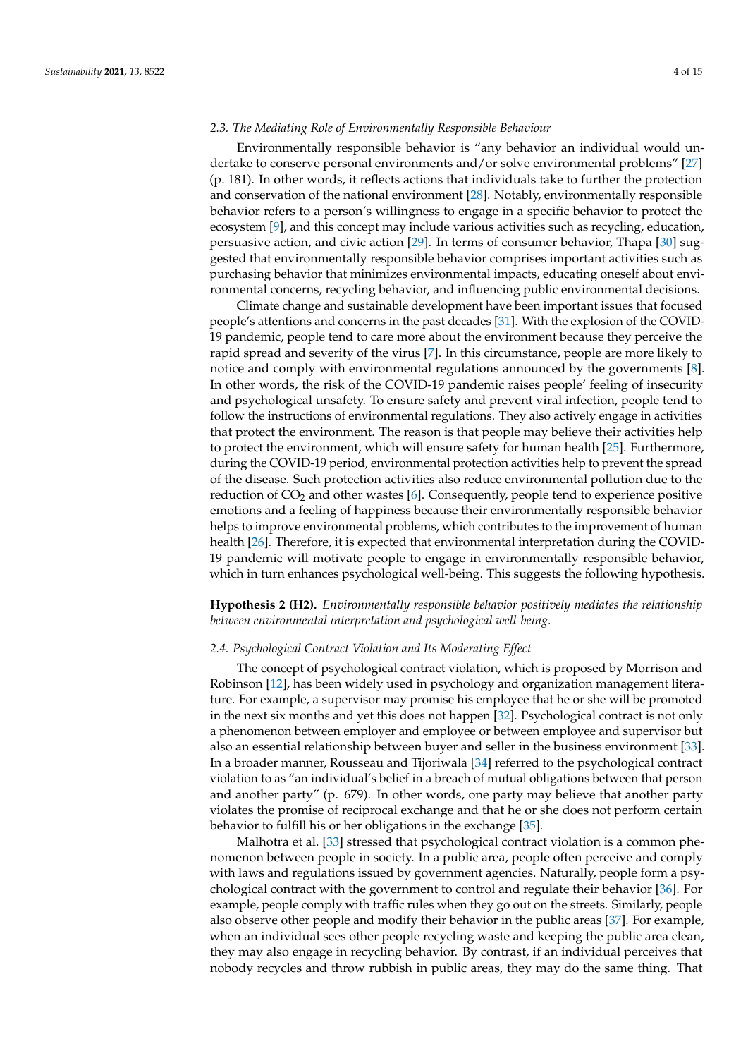### 2.3. The Mediating Role of Environmentally Responsible Behaviour

Environmentally responsible behavior is "any behavior an individual would undertake to conserve personal environments and/or solve environmental problems" [27] (p. 181). In other words, it reflects actions that individuals take to further the protection and conservation of the national environment [28]. Notably, environmentally responsible behavior refers to a person's willingness to engage in a specific behavior to protect the ecosystem [9], and this concept may include various activities such as recycling, education, persuasive action, and civic action [29]. In terms of consumer behavior, Thapa [30] suggested that environmentally responsible behavior comprises important activities such as purchasing behavior that minimizes environmental impacts, educating oneself about environmental concerns, recycling behavior, and influencing public environmental decisions.

Climate change and sustainable development have been important issues that focused people's attentions and concerns in the past decades [31]. With the explosion of the COVID-19 pandemic, people tend to care more about the environment because they perceive the rapid spread and severity of the virus [7]. In this circumstance, people are more likely to notice and comply with environmental regulations announced by the governments [8]. In other words, the risk of the COVID-19 pandemic raises people' feeling of insecurity and psychological unsafety. To ensure safety and prevent viral infection, people tend to follow the instructions of environmental regulations. They also actively engage in activities that protect the environment. The reason is that people may believe their activities help to protect the environment, which will ensure safety for human health [25]. Furthermore, during the COVID-19 period, environmental protection activities help to prevent the spread of the disease. Such protection activities also reduce environmental pollution due to the reduction of $CO_2$ and other wastes [6]. Consequently, people tend to experience positive emotions and a feeling of happiness because their environmentally responsible behavior helps to improve environmental problems, which contributes to the improvement of human health [26]. Therefore, it is expected that environmental interpretation during the COVID-19 pandemic will motivate people to engage in environmentally responsible behavior, which in turn enhances psychological well-being. This suggests the following hypothesis.

**Hypothesis 2 (H2).** *Environmentally responsible behavior positively mediates the relationship between environmental interpretation and psychological well-being.*

### 2.4. Psychological Contract Violation and Its Moderating Effect

The concept of psychological contract violation, which is proposed by Morrison and Robinson [12], has been widely used in psychology and organization management literature. For example, a supervisor may promise his employee that he or she will be promoted in the next six months and yet this does not happen [32]. Psychological contract is not only a phenomenon between employer and employee or between employee and supervisor but also an essential relationship between buyer and seller in the business environment [33]. In a broader manner, Rousseau and Tijoriwala [34] referred to the psychological contract violation to as "an individual's belief in a breach of mutual obligations between that person and another party" (p. 679). In other words, one party may believe that another party violates the promise of reciprocal exchange and that he or she does not perform certain behavior to fulfill his or her obligations in the exchange [35].

Malhotra et al. [33] stressed that psychological contract violation is a common phenomenon between people in society. In a public area, people often perceive and comply with laws and regulations issued by government agencies. Naturally, people form a psychological contract with the government to control and regulate their behavior [36]. For example, people comply with traffic rules when they go out on the streets. Similarly, people also observe other people and modify their behavior in the public areas [37]. For example, when an individual sees other people recycling waste and keeping the public area clean, they may also engage in recycling behavior. By contrast, if an individual perceives that nobody recycles and throw rubbish in public areas, they may do the same thing. That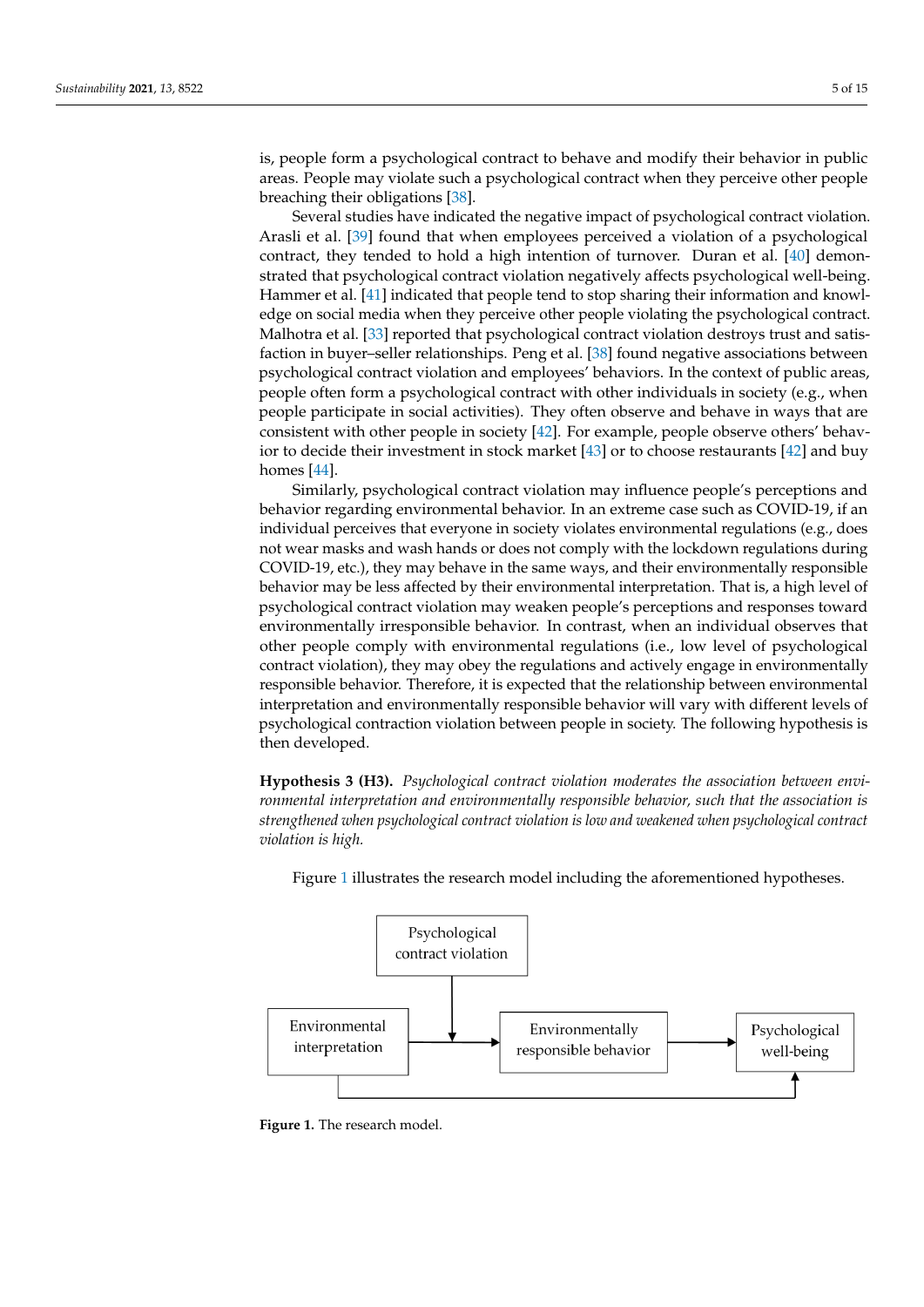is, people form a psychological contract to behave and modify their behavior in public areas. People may violate such a psychological contract when they perceive other people breaching their obligations [38].

Several studies have indicated the negative impact of psychological contract violation. Arasli et al. [39] found that when employees perceived a violation of a psychological contract, they tended to hold a high intention of turnover. Duran et al. [40] demonstrated that psychological contract violation negatively affects psychological well-being. Hammer et al. [41] indicated that people tend to stop sharing their information and knowledge on social media when they perceive other people violating the psychological contract. Malhotra et al. [33] reported that psychological contract violation destroys trust and satisfaction in buyer–seller relationships. Peng et al. [38] found negative associations between psychological contract violation and employees' behaviors. In the context of public areas, people often form a psychological contract with other individuals in society (e.g., when people participate in social activities). They often observe and behave in ways that are consistent with other people in society [42]. For example, people observe others' behavior to decide their investment in stock market [43] or to choose restaurants [42] and buy homes [44].

Similarly, psychological contract violation may influence people's perceptions and behavior regarding environmental behavior. In an extreme case such as COVID-19, if an individual perceives that everyone in society violates environmental regulations (e.g., does not wear masks and wash hands or does not comply with the lockdown regulations during COVID-19, etc.), they may behave in the same ways, and their environmentally responsible behavior may be less affected by their environmental interpretation. That is, a high level of psychological contract violation may weaken people's perceptions and responses toward environmentally irresponsible behavior. In contrast, when an individual observes that other people comply with environmental regulations (i.e., low level of psychological contract violation), they may obey the regulations and actively engage in environmentally responsible behavior. Therefore, it is expected that the relationship between environmental interpretation and environmentally responsible behavior will vary with different levels of psychological contraction violation between people in society. The following hypothesis is then developed.

**Hypothesis 3 (H3).** *Psychological contract violation moderates the association between environmental interpretation and environmentally responsible behavior, such that the association is strengthened when psychological contract violation is low and weakened when psychological contract violation is high.*

Figure 1 illustrates the research model including the aforementioned hypotheses.

Psychological contract violation

Environmental interpretation

Environmentally responsible behavior

Psychological well-being

**Figure 1.** The research model.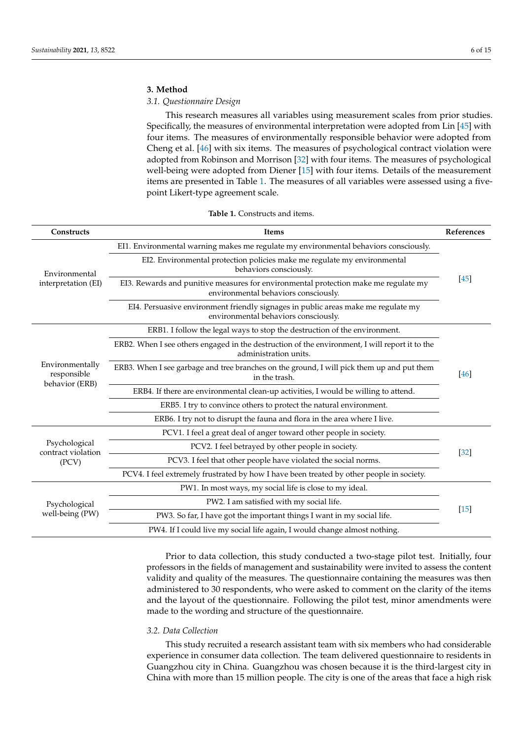## 3. Method

### 3.1. Questionnaire Design

This research measures all variables using measurement scales from prior studies. Specifically, the measures of environmental interpretation were adopted from Lin [45] with four items. The measures of environmentally responsible behavior were adopted from Cheng et al. [46] with six items. The measures of psychological contract violation were adopted from Robinson and Morrison [32] with four items. The measures of psychological well-being were adopted from Diener [15] with four items. Details of the measurement items are presented in Table 1. The measures of all variables were assessed using a five-point Likert-type agreement scale.

**Table 1.** Constructs and items.

| Constructs | Items | References |
|---|---|---|
| Environmental interpretation (EI) | EI1. Environmental warning makes me regulate my environmental behaviors consciously. | [45] |
| | EI2. Environmental protection policies make me regulate my environmental behaviors consciously. | |
| | EI3. Rewards and punitive measures for environmental protection make me regulate my environmental behaviors consciously. | |
| | EI4. Persuasive environment friendly signages in public areas make me regulate my environmental behaviors consciously. | |
| Environmentally responsible behavior (ERB) | ERB1. I follow the legal ways to stop the destruction of the environment. | [46] |
| | ERB2. When I see others engaged in the destruction of the environment, I will report it to the administration units. | |
| | ERB3. When I see garbage and tree branches on the ground, I will pick them up and put them in the trash. | |
| | ERB4. If there are environmental clean-up activities, I would be willing to attend. | |
| | ERB5. I try to convince others to protect the natural environment. | |
| | ERB6. I try not to disrupt the fauna and flora in the area where I live. | |
| Psychological contract violation (PCV) | PCV1. I feel a great deal of anger toward other people in society. | [32] |
| | PCV2. I feel betrayed by other people in society. | |
| | PCV3. I feel that other people have violated the social norms. | |
| | PCV4. I feel extremely frustrated by how I have been treated by other people in society. | |
| Psychological well-being (PW) | PW1. In most ways, my social life is close to my ideal. | [15] |
| | PW2. I am satisfied with my social life. | |
| | PW3. So far, I have got the important things I want in my social life. | |
| | PW4. If I could live my social life again, I would change almost nothing. | |

Prior to data collection, this study conducted a two-stage pilot test. Initially, four professors in the fields of management and sustainability were invited to assess the content validity and quality of the measures. The questionnaire containing the measures was then administered to 30 respondents, who were asked to comment on the clarity of the items and the layout of the questionnaire. Following the pilot test, minor amendments were made to the wording and structure of the questionnaire.

### 3.2. Data Collection

This study recruited a research assistant team with six members who had considerable experience in consumer data collection. The team delivered questionnaire to residents in Guangzhou city in China. Guangzhou was chosen because it is the third-largest city in China with more than 15 million people. The city is one of the areas that face a high risk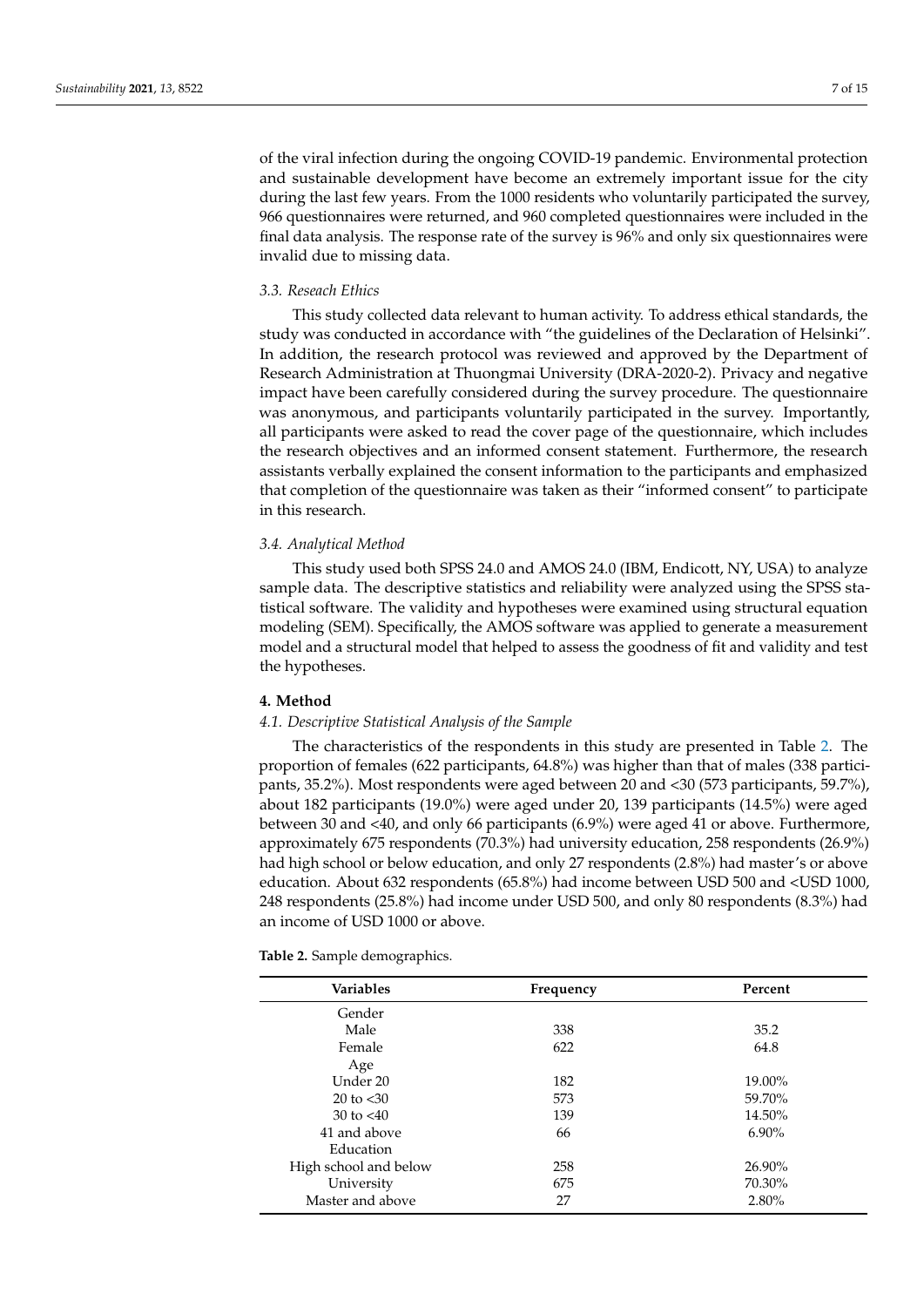of the viral infection during the ongoing COVID-19 pandemic. Environmental protection and sustainable development have become an extremely important issue for the city during the last few years. From the 1000 residents who voluntarily participated the survey, 966 questionnaires were returned, and 960 completed questionnaires were included in the final data analysis. The response rate of the survey is 96% and only six questionnaires were invalid due to missing data.

### *3.3. Reseach Ethics*

This study collected data relevant to human activity. To address ethical standards, the study was conducted in accordance with "the guidelines of the Declaration of Helsinki". In addition, the research protocol was reviewed and approved by the Department of Research Administration at Thuongmai University (DRA-2020-2). Privacy and negative impact have been carefully considered during the survey procedure. The questionnaire was anonymous, and participants voluntarily participated in the survey. Importantly, all participants were asked to read the cover page of the questionnaire, which includes the research objectives and an informed consent statement. Furthermore, the research assistants verbally explained the consent information to the participants and emphasized that completion of the questionnaire was taken as their "informed consent" to participate in this research.

### *3.4. Analytical Method*

This study used both SPSS 24.0 and AMOS 24.0 (IBM, Endicott, NY, USA) to analyze sample data. The descriptive statistics and reliability were analyzed using the SPSS statistical software. The validity and hypotheses were examined using structural equation modeling (SEM). Specifically, the AMOS software was applied to generate a measurement model and a structural model that helped to assess the goodness of fit and validity and test the hypotheses.

## **4. Method**

### *4.1. Descriptive Statistical Analysis of the Sample*

The characteristics of the respondents in this study are presented in Table 2. The proportion of females (622 participants, 64.8%) was higher than that of males (338 participants, 35.2%). Most respondents were aged between 20 and <30 (573 participants, 59.7%), about 182 participants (19.0%) were aged under 20, 139 participants (14.5%) were aged between 30 and <40, and only 66 participants (6.9%) were aged 41 or above. Furthermore, approximately 675 respondents (70.3%) had university education, 258 respondents (26.9%) had high school or below education, and only 27 respondents (2.8%) had master's or above education. About 632 respondents (65.8%) had income between USD 500 and <USD 1000, 248 respondents (25.8%) had income under USD 500, and only 80 respondents (8.3%) had an income of USD 1000 or above.

**Table 2.** Sample demographics.

| Variables | Frequency | Percent |
|---|---|---|
| Gender | | |
| Male | 338 | 35.2 |
| Female | 622 | 64.8 |
| Age | | |
| Under 20 | 182 | 19.00% |
| 20 to <30 | 573 | 59.70% |
| 30 to <40 | 139 | 14.50% |
| 41 and above | 66 | 6.90% |
| Education | | |
| High school and below | 258 | 26.90% |
| University | 675 | 70.30% |
| Master and above | 27 | 2.80% |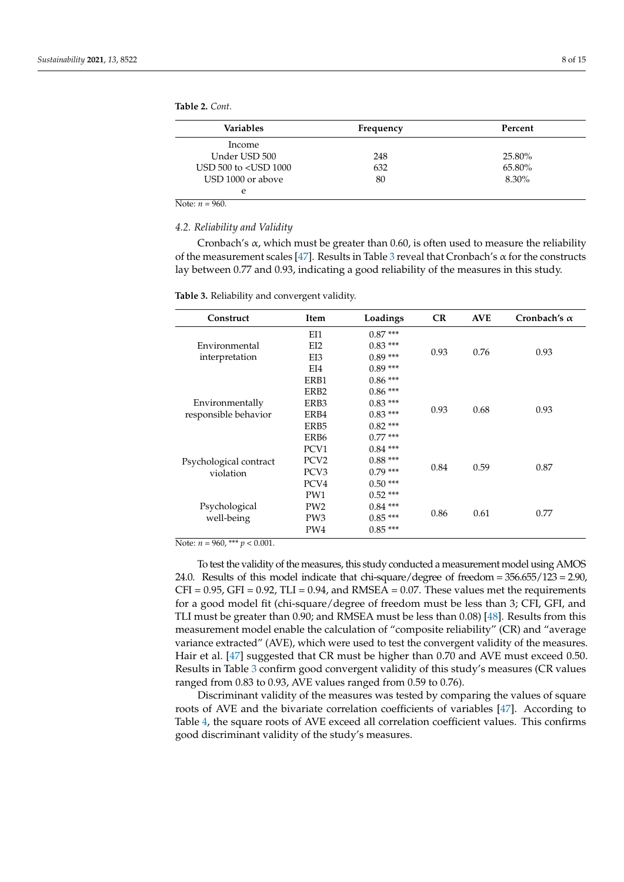**Table 2.** *Cont.*

| Variables | Frequency | Percent |
|---|---|---|
| Income | | |
| Under USD 500 | 248 | 25.80% |
| USD 500 to <USD 1000 | 632 | 65.80% |
| USD 1000 or above | 80 | 8.30% |
| e | | |

Note: $n$ = 960.

### 4.2. Reliability and Validity

Cronbach's α, which must be greater than 0.60, is often used to measure the reliability of the measurement scales [47]. Results in Table 3 reveal that Cronbach's α for the constructs lay between 0.77 and 0.93, indicating a good reliability of the measures in this study.

**Table 3.** Reliability and convergent validity.

| Construct | Item | Loadings | CR | AVE | Cronbach's α |
|---|---|---|---|---|---|
| Environmental interpretation | EI1 | 0.87 *** | 0.93 | 0.76 | 0.93 |
| | EI2 | 0.83 *** | | | |
| | EI3 | 0.89 *** | | | |
| | EI4 | 0.89 *** | | | |
| Environmentally responsible behavior | ERB1 | 0.86 *** | 0.93 | 0.68 | 0.93 |
| | ERB2 | 0.86 *** | | | |
| | ERB3 | 0.83 *** | | | |
| | ERB4 | 0.83 *** | | | |
| | ERB5 | 0.82 *** | | | |
| | ERB6 | 0.77 *** | | | |
| Psychological contract violation | PCV1 | 0.84 *** | 0.84 | 0.59 | 0.87 |
| | PCV2 | 0.88 *** | | | |
| | PCV3 | 0.79 *** | | | |
| | PCV4 | 0.50 *** | | | |
| Psychological well-being | PW1 | 0.52 *** | 0.86 | 0.61 | 0.77 |
| | PW2 | 0.84 *** | | | |
| | PW3 | 0.85 *** | | | |
| | PW4 | 0.85 *** | | | |

Note: $n$ = 960, *** $p < 0.001$.

To test the validity of the measures, this study conducted a measurement model using AMOS 24.0. Results of this model indicate that chi-square/degree of freedom = 356.655/123 = 2.90, CFI = 0.95, GFI = 0.92, TLI = 0.94, and RMSEA = 0.07. These values met the requirements for a good model fit (chi-square/degree of freedom must be less than 3; CFI, GFI, and TLI must be greater than 0.90; and RMSEA must be less than 0.08) [48]. Results from this measurement model enable the calculation of "composite reliability" (CR) and "average variance extracted" (AVE), which were used to test the convergent validity of the measures. Hair et al. [47] suggested that CR must be higher than 0.70 and AVE must exceed 0.50. Results in Table 3 confirm good convergent validity of this study's measures (CR values ranged from 0.83 to 0.93, AVE values ranged from 0.59 to 0.76).

Discriminant validity of the measures was tested by comparing the values of square roots of AVE and the bivariate correlation coefficients of variables [47]. According to Table 4, the square roots of AVE exceed all correlation coefficient values. This confirms good discriminant validity of the study's measures.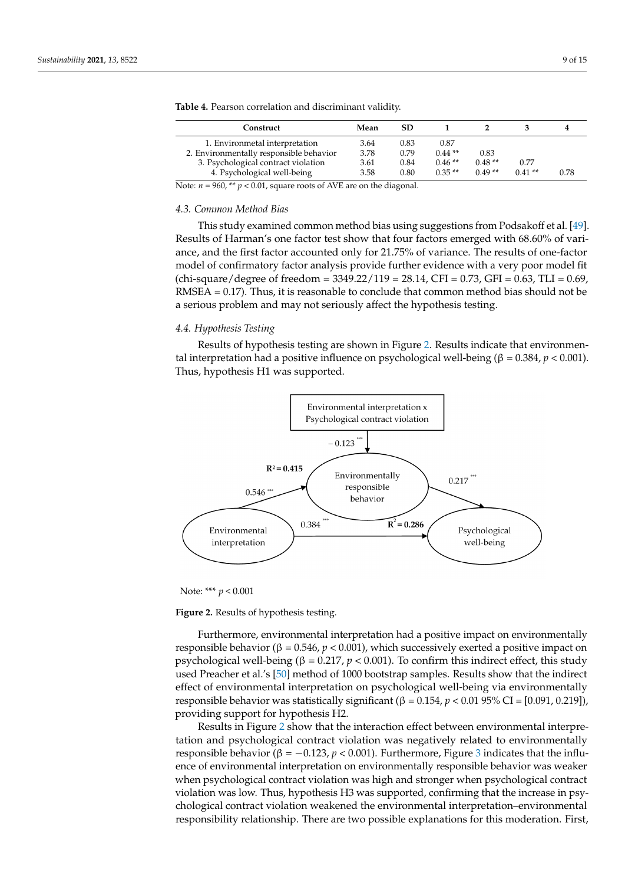**Table 4.** Pearson correlation and discriminant validity.

| Construct | Mean | SD | 1 | 2 | 3 | 4 |
|---|---|---|---|---|---|---|
| 1. Environmetal interpretation | 3.64 | 0.83 | 0.87 | | | |
| 2. Environmentally responsible behavior | 3.78 | 0.79 | 0.44 ** | 0.83 | | |
| 3. Psychological contract violation | 3.61 | 0.84 | 0.46 ** | 0.48 ** | 0.77 | |
| 4. Psychological well-being | 3.58 | 0.80 | 0.35 ** | 0.49 ** | 0.41 ** | 0.78 |

Note: $n = 960$, ** $p < 0.01$, square roots of AVE are on the diagonal.

### 4.3. Common Method Bias

This study examined common method bias using suggestions from Podsakoff et al. [49]. Results of Harman's one factor test show that four factors emerged with 68.60% of variance, and the first factor accounted only for 21.75% of variance. The results of one-factor model of confirmatory factor analysis provide further evidence with a very poor model fit (chi-square/degree of freedom = 3349.22/119 = 28.14, CFI = 0.73, GFI = 0.63, TLI = 0.69, RMSEA = 0.17). Thus, it is reasonable to conclude that common method bias should not be a serious problem and may not seriously affect the hypothesis testing.

### 4.4. Hypothesis Testing

Results of hypothesis testing are shown in Figure 2. Results indicate that environmental interpretation had a positive influence on psychological well-being ($\beta = 0.384$, $p < 0.001$). Thus, hypothesis H1 was supported.

Environmental interpretation x Psychological contract violation

−0.123 ***

$R^2 = 0.415$

Environmentally responsible behavior

0.546 ***

0.217 ***

0.384 ***

$R^2 = 0.286$

Environmental interpretation

Psychological well-being

Note: *** $p < 0.001$

**Figure 2.** Results of hypothesis testing.

Furthermore, environmental interpretation had a positive impact on environmentally responsible behavior ($\beta = 0.546$, $p < 0.001$), which successively exerted a positive impact on psychological well-being ($\beta = 0.217$, $p < 0.001$). To confirm this indirect effect, this study used Preacher et al.'s [50] method of 1000 bootstrap samples. Results show that the indirect effect of environmental interpretation on psychological well-being via environmentally responsible behavior was statistically significant ($\beta = 0.154$, $p < 0.01$ 95% CI = [0.091, 0.219]), providing support for hypothesis H2.

Results in Figure 2 show that the interaction effect between environmental interpretation and psychological contract violation was negatively related to environmentally responsible behavior ($\beta = -0.123$, $p < 0.001$). Furthermore, Figure 3 indicates that the influence of environmental interpretation on environmentally responsible behavior was weaker when psychological contract violation was high and stronger when psychological contract violation was low. Thus, hypothesis H3 was supported, confirming that the increase in psychological contract violation weakened the environmental interpretation–environmental responsibility relationship. There are two possible explanations for this moderation. First,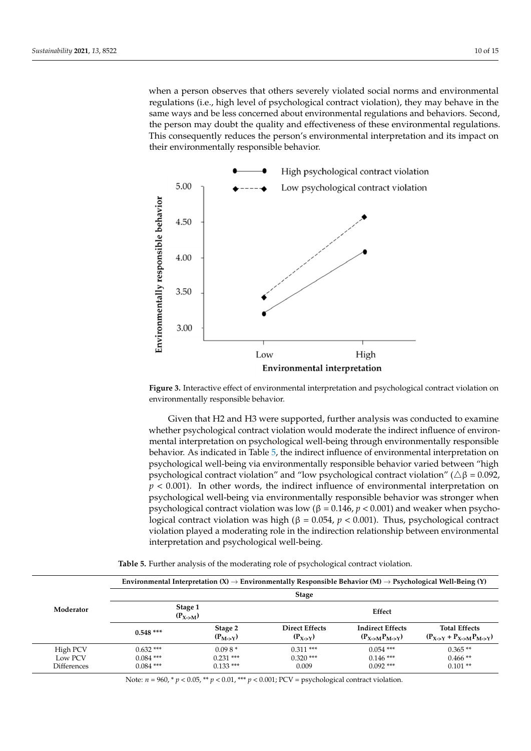when a person observes that others severely violated social norms and environmental regulations (i.e., high level of psychological contract violation), they may behave in the same ways and be less concerned about environmental regulations and behaviors. Second, the person may doubt the quality and effectiveness of these environmental regulations. This consequently reduces the person's environmental interpretation and its impact on their environmentally responsible behavior.

**Figure 3.** Interactive effect of environmental interpretation and psychological contract violation on environmentally responsible behavior.

Given that H2 and H3 were supported, further analysis was conducted to examine whether psychological contract violation would moderate the indirect influence of environmental interpretation on psychological well-being through environmentally responsible behavior. As indicated in Table 5, the indirect influence of environmental interpretation on psychological well-being via environmentally responsible behavior varied between "high psychological contract violation" and "low psychological contract violation" ($\triangle\beta = 0.092$, $p < 0.001$). In other words, the indirect influence of environmental interpretation on psychological well-being via environmentally responsible behavior was stronger when psychological contract violation was low ($\beta = 0.146$, $p < 0.001$) and weaker when psychological contract violation was high ($\beta = 0.054$, $p < 0.001$). Thus, psychological contract violation played a moderating role in the indirection relationship between environmental interpretation and psychological well-being.

**Table 5.** Further analysis of the moderating role of psychological contract violation.

| Moderator | Environmental Interpretation (X) → Environmentally Responsible Behavior (M) → Psychological Well-Being (Y) | | | | |
|---|---|---|---|---|---|
| | Stage | | | | |
| | Stage 1 ($P_{X\text{->}M}$) | | Effect | | |
| | 0.548 *** | Stage 2 ($P_{M\text{->}Y}$) | Direct Effects ($P_{X\text{->}Y}$) | Indirect Effects ($P_{X\text{->}M}P_{M\text{->}Y}$) | Total Effects ($P_{X\text{->}Y} + P_{X\text{->}M}P_{M\text{->}Y}$) |
| High PCV | 0.632 *** | 0.098 * | 0.311 *** | 0.054 *** | 0.365 ** |
| Low PCV | 0.084 *** | 0.231 *** | 0.320 *** | 0.146 *** | 0.466 ** |
| Differences | 0.084 *** | 0.133 *** | 0.009 | 0.092 *** | 0.101 ** |

Note: $n = 960$, * $p < 0.05$, ** $p < 0.01$, *** $p < 0.001$; PCV = psychological contract violation.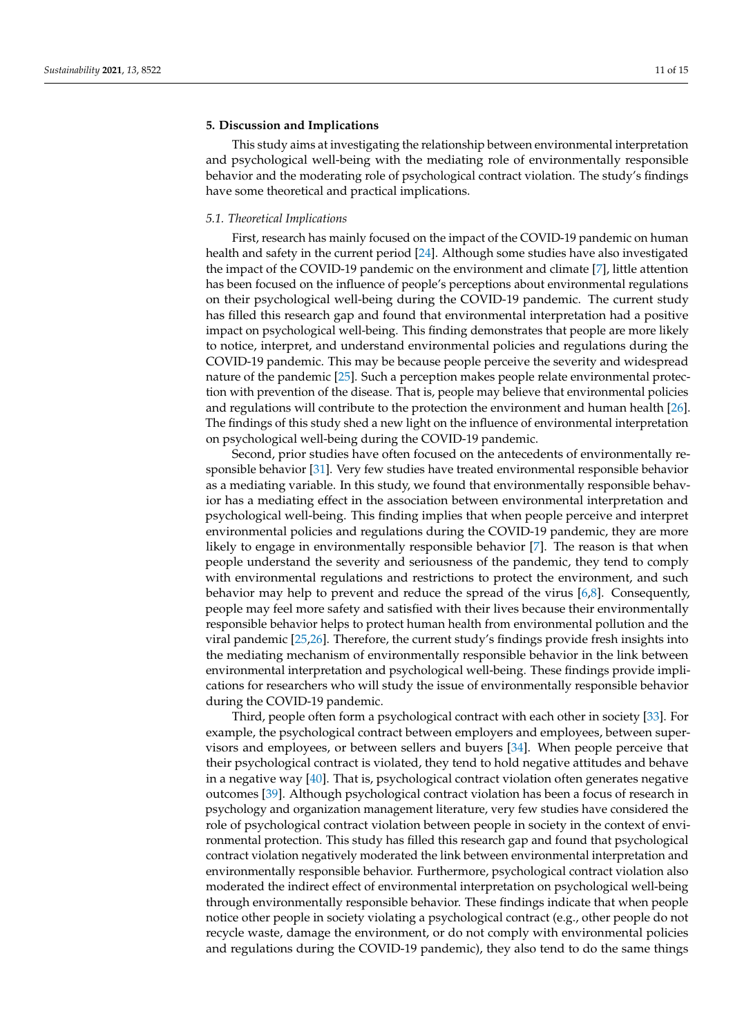## 5. Discussion and Implications

This study aims at investigating the relationship between environmental interpretation and psychological well-being with the mediating role of environmentally responsible behavior and the moderating role of psychological contract violation. The study's findings have some theoretical and practical implications.

### *5.1. Theoretical Implications*

First, research has mainly focused on the impact of the COVID-19 pandemic on human health and safety in the current period [24]. Although some studies have also investigated the impact of the COVID-19 pandemic on the environment and climate [7], little attention has been focused on the influence of people's perceptions about environmental regulations on their psychological well-being during the COVID-19 pandemic. The current study has filled this research gap and found that environmental interpretation had a positive impact on psychological well-being. This finding demonstrates that people are more likely to notice, interpret, and understand environmental policies and regulations during the COVID-19 pandemic. This may be because people perceive the severity and widespread nature of the pandemic [25]. Such a perception makes people relate environmental protection with prevention of the disease. That is, people may believe that environmental policies and regulations will contribute to the protection the environment and human health [26]. The findings of this study shed a new light on the influence of environmental interpretation on psychological well-being during the COVID-19 pandemic.

Second, prior studies have often focused on the antecedents of environmentally responsible behavior [31]. Very few studies have treated environmental responsible behavior as a mediating variable. In this study, we found that environmentally responsible behavior has a mediating effect in the association between environmental interpretation and psychological well-being. This finding implies that when people perceive and interpret environmental policies and regulations during the COVID-19 pandemic, they are more likely to engage in environmentally responsible behavior [7]. The reason is that when people understand the severity and seriousness of the pandemic, they tend to comply with environmental regulations and restrictions to protect the environment, and such behavior may help to prevent and reduce the spread of the virus [6,8]. Consequently, people may feel more safety and satisfied with their lives because their environmentally responsible behavior helps to protect human health from environmental pollution and the viral pandemic [25,26]. Therefore, the current study's findings provide fresh insights into the mediating mechanism of environmentally responsible behavior in the link between environmental interpretation and psychological well-being. These findings provide implications for researchers who will study the issue of environmentally responsible behavior during the COVID-19 pandemic.

Third, people often form a psychological contract with each other in society [33]. For example, the psychological contract between employers and employees, between supervisors and employees, or between sellers and buyers [34]. When people perceive that their psychological contract is violated, they tend to hold negative attitudes and behave in a negative way [40]. That is, psychological contract violation often generates negative outcomes [39]. Although psychological contract violation has been a focus of research in psychology and organization management literature, very few studies have considered the role of psychological contract violation between people in society in the context of environmental protection. This study has filled this research gap and found that psychological contract violation negatively moderated the link between environmental interpretation and environmentally responsible behavior. Furthermore, psychological contract violation also moderated the indirect effect of environmental interpretation on psychological well-being through environmentally responsible behavior. These findings indicate that when people notice other people in society violating a psychological contract (e.g., other people do not recycle waste, damage the environment, or do not comply with environmental policies and regulations during the COVID-19 pandemic), they also tend to do the same things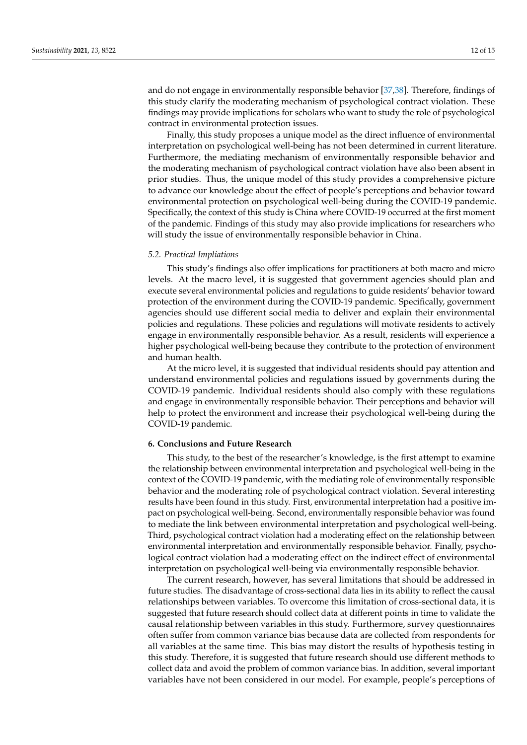and do not engage in environmentally responsible behavior [37,38]. Therefore, findings of this study clarify the moderating mechanism of psychological contract violation. These findings may provide implications for scholars who want to study the role of psychological contract in environmental protection issues.

Finally, this study proposes a unique model as the direct influence of environmental interpretation on psychological well-being has not been determined in current literature. Furthermore, the mediating mechanism of environmentally responsible behavior and the moderating mechanism of psychological contract violation have also been absent in prior studies. Thus, the unique model of this study provides a comprehensive picture to advance our knowledge about the effect of people's perceptions and behavior toward environmental protection on psychological well-being during the COVID-19 pandemic. Specifically, the context of this study is China where COVID-19 occurred at the first moment of the pandemic. Findings of this study may also provide implications for researchers who will study the issue of environmentally responsible behavior in China.

### *5.2. Practical Impliations*

This study's findings also offer implications for practitioners at both macro and micro levels. At the macro level, it is suggested that government agencies should plan and execute several environmental policies and regulations to guide residents' behavior toward protection of the environment during the COVID-19 pandemic. Specifically, government agencies should use different social media to deliver and explain their environmental policies and regulations. These policies and regulations will motivate residents to actively engage in environmentally responsible behavior. As a result, residents will experience a higher psychological well-being because they contribute to the protection of environment and human health.

At the micro level, it is suggested that individual residents should pay attention and understand environmental policies and regulations issued by governments during the COVID-19 pandemic. Individual residents should also comply with these regulations and engage in environmentally responsible behavior. Their perceptions and behavior will help to protect the environment and increase their psychological well-being during the COVID-19 pandemic.

## 6. Conclusions and Future Research

This study, to the best of the researcher's knowledge, is the first attempt to examine the relationship between environmental interpretation and psychological well-being in the context of the COVID-19 pandemic, with the mediating role of environmentally responsible behavior and the moderating role of psychological contract violation. Several interesting results have been found in this study. First, environmental interpretation had a positive impact on psychological well-being. Second, environmentally responsible behavior was found to mediate the link between environmental interpretation and psychological well-being. Third, psychological contract violation had a moderating effect on the relationship between environmental interpretation and environmentally responsible behavior. Finally, psychological contract violation had a moderating effect on the indirect effect of environmental interpretation on psychological well-being via environmentally responsible behavior.

The current research, however, has several limitations that should be addressed in future studies. The disadvantage of cross-sectional data lies in its ability to reflect the causal relationships between variables. To overcome this limitation of cross-sectional data, it is suggested that future research should collect data at different points in time to validate the causal relationship between variables in this study. Furthermore, survey questionnaires often suffer from common variance bias because data are collected from respondents for all variables at the same time. This bias may distort the results of hypothesis testing in this study. Therefore, it is suggested that future research should use different methods to collect data and avoid the problem of common variance bias. In addition, several important variables have not been considered in our model. For example, people's perceptions of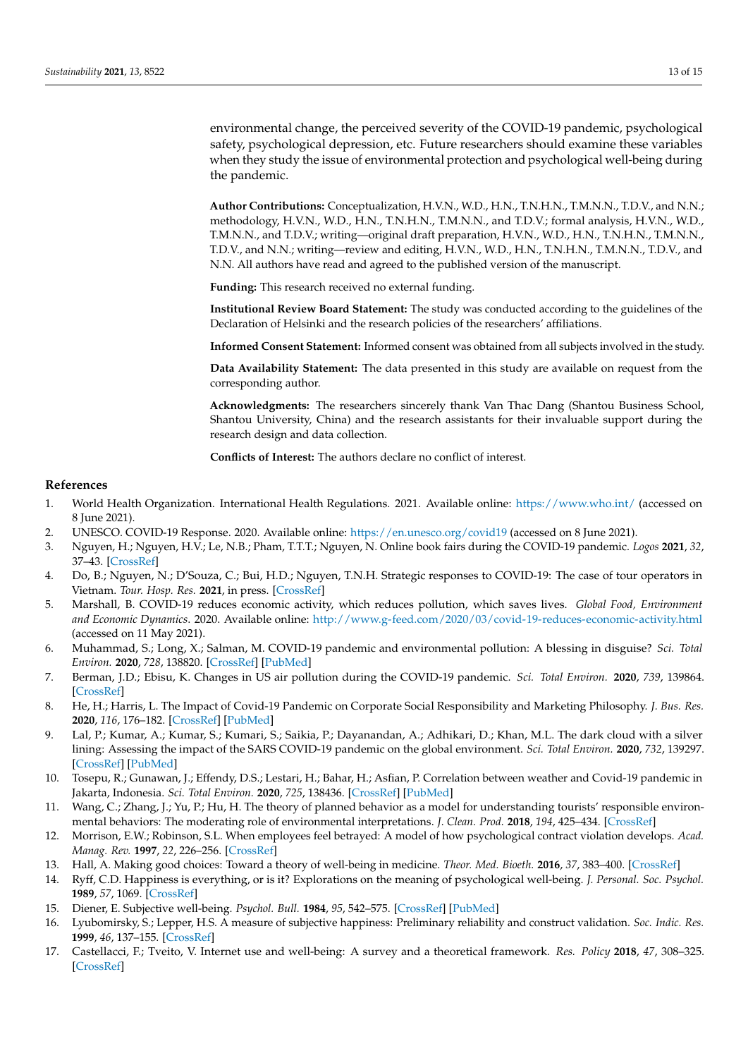environmental change, the perceived severity of the COVID-19 pandemic, psychological safety, psychological depression, etc. Future researchers should examine these variables when they study the issue of environmental protection and psychological well-being during the pandemic.

**Author Contributions:** Conceptualization, H.V.N., W.D., H.N., T.N.H.N., T.M.N.N., T.D.V., and N.N.; methodology, H.V.N., W.D., H.N., T.N.H.N., T.M.N.N., and T.D.V.; formal analysis, H.V.N., W.D., T.M.N.N., and T.D.V.; writing—original draft preparation, H.V.N., W.D., H.N., T.N.H.N., T.M.N.N., T.D.V., and N.N.; writing—review and editing, H.V.N., W.D., H.N., T.N.H.N., T.M.N.N., T.D.V., and N.N. All authors have read and agreed to the published version of the manuscript.

**Funding:** This research received no external funding.

**Institutional Review Board Statement:** The study was conducted according to the guidelines of the Declaration of Helsinki and the research policies of the researchers' affiliations.

**Informed Consent Statement:** Informed consent was obtained from all subjects involved in the study.

**Data Availability Statement:** The data presented in this study are available on request from the corresponding author.

**Acknowledgments:** The researchers sincerely thank Van Thac Dang (Shantou Business School, Shantou University, China) and the research assistants for their invaluable support during the research design and data collection.

**Conflicts of Interest:** The authors declare no conflict of interest.

## References

1. World Health Organization. International Health Regulations. 2021. Available online: https://www.who.int/ (accessed on 8 June 2021).
2. UNESCO. COVID-19 Response. 2020. Available online: https://en.unesco.org/covid19 (accessed on 8 June 2021).
3. Nguyen, H.; Nguyen, H.V.; Le, N.B.; Pham, T.T.T.; Nguyen, N. Online book fairs during the COVID-19 pandemic. *Logos* **2021**, *32*, 37–43. [CrossRef]
4. Do, B.; Nguyen, N.; D'Souza, C.; Bui, H.D.; Nguyen, T.N.H. Strategic responses to COVID-19: The case of tour operators in Vietnam. *Tour. Hosp. Res.* **2021**, in press. [CrossRef]
5. Marshall, B. COVID-19 reduces economic activity, which reduces pollution, which saves lives. *Global Food, Environment and Economic Dynamics*. 2020. Available online: http://www.g-feed.com/2020/03/covid-19-reduces-economic-activity.html (accessed on 11 May 2021).
6. Muhammad, S.; Long, X.; Salman, M. COVID-19 pandemic and environmental pollution: A blessing in disguise? *Sci. Total Environ.* **2020**, *728*, 138820. [CrossRef] [PubMed]
7. Berman, J.D.; Ebisu, K. Changes in US air pollution during the COVID-19 pandemic. *Sci. Total Environ.* **2020**, *739*, 139864. [CrossRef]
8. He, H.; Harris, L. The Impact of Covid-19 Pandemic on Corporate Social Responsibility and Marketing Philosophy. *J. Bus. Res.* **2020**, *116*, 176–182. [CrossRef] [PubMed]
9. Lal, P.; Kumar, A.; Kumar, S.; Kumari, S.; Saikia, P.; Dayanandan, A.; Adhikari, D.; Khan, M.L. The dark cloud with a silver lining: Assessing the impact of the SARS COVID-19 pandemic on the global environment. *Sci. Total Environ.* **2020**, *732*, 139297. [CrossRef] [PubMed]
10. Tosepu, R.; Gunawan, J.; Effendy, D.S.; Lestari, H.; Bahar, H.; Asfian, P. Correlation between weather and Covid-19 pandemic in Jakarta, Indonesia. *Sci. Total Environ.* **2020**, *725*, 138436. [CrossRef] [PubMed]
11. Wang, C.; Zhang, J.; Yu, P.; Hu, H. The theory of planned behavior as a model for understanding tourists' responsible environmental behaviors: The moderating role of environmental interpretations. *J. Clean. Prod.* **2018**, *194*, 425–434. [CrossRef]
12. Morrison, E.W.; Robinson, S.L. When employees feel betrayed: A model of how psychological contract violation develops. *Acad. Manag. Rev.* **1997**, *22*, 226–256. [CrossRef]
13. Hall, A. Making good choices: Toward a theory of well-being in medicine. *Theor. Med. Bioeth.* **2016**, *37*, 383–400. [CrossRef]
14. Ryff, C.D. Happiness is everything, or is it? Explorations on the meaning of psychological well-being. *J. Personal. Soc. Psychol.* **1989**, *57*, 1069. [CrossRef]
15. Diener, E. Subjective well-being. *Psychol. Bull.* **1984**, *95*, 542–575. [CrossRef] [PubMed]
16. Lyubomirsky, S.; Lepper, H.S. A measure of subjective happiness: Preliminary reliability and construct validation. *Soc. Indic. Res.* **1999**, *46*, 137–155. [CrossRef]
17. Castellacci, F.; Tveito, V. Internet use and well-being: A survey and a theoretical framework. *Res. Policy* **2018**, *47*, 308–325. [CrossRef]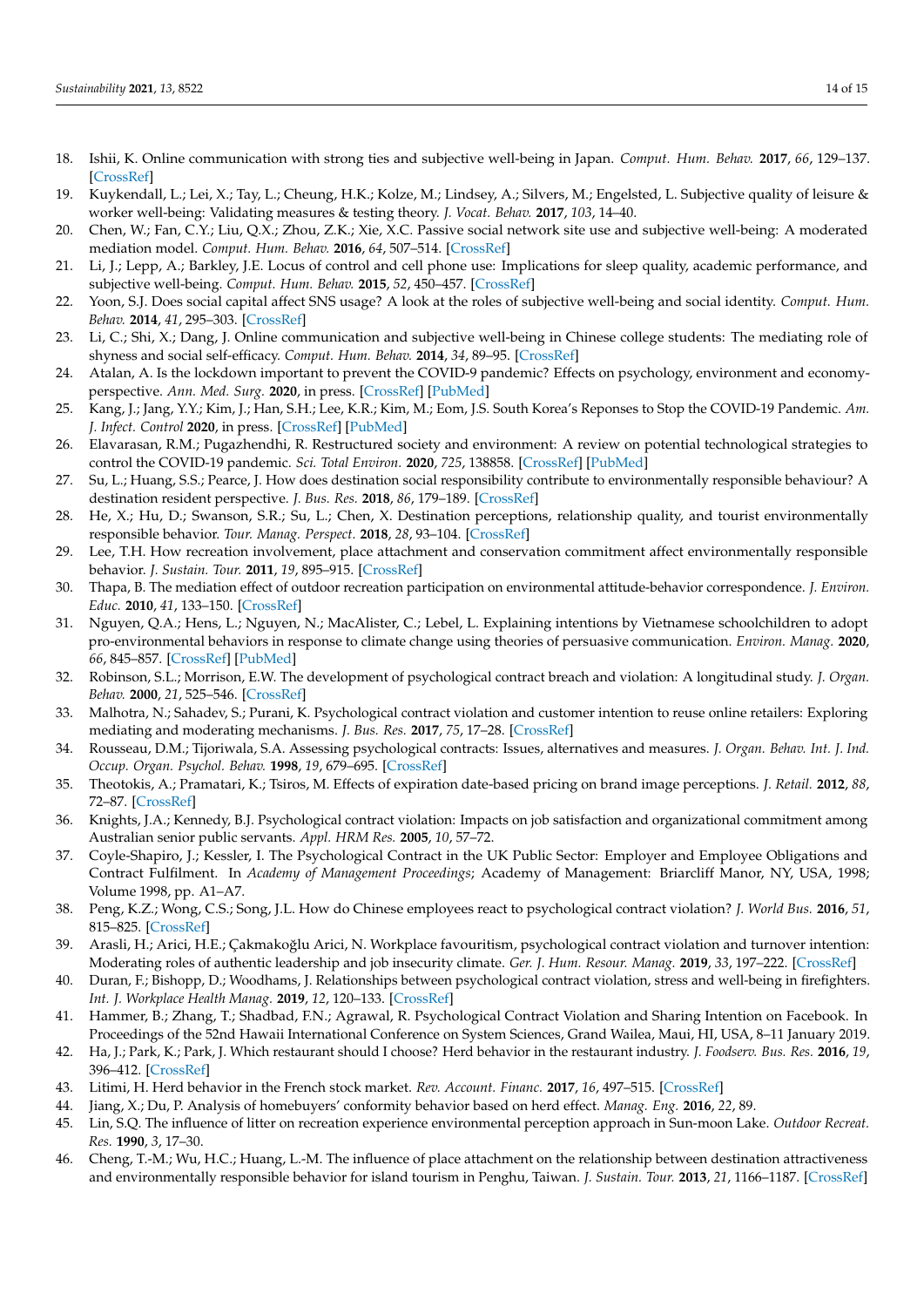18. Ishii, K. Online communication with strong ties and subjective well-being in Japan. *Comput. Hum. Behav.* **2017**, *66*, 129–137. [CrossRef]
19. Kuykendall, L.; Lei, X.; Tay, L.; Cheung, H.K.; Kolze, M.; Lindsey, A.; Silvers, M.; Engelsted, L. Subjective quality of leisure & worker well-being: Validating measures & testing theory. *J. Vocat. Behav.* **2017**, *103*, 14–40.
20. Chen, W.; Fan, C.Y.; Liu, Q.X.; Zhou, Z.K.; Xie, X.C. Passive social network site use and subjective well-being: A moderated mediation model. *Comput. Hum. Behav.* **2016**, *64*, 507–514. [CrossRef]
21. Li, J.; Lepp, A.; Barkley, J.E. Locus of control and cell phone use: Implications for sleep quality, academic performance, and subjective well-being. *Comput. Hum. Behav.* **2015**, *52*, 450–457. [CrossRef]
22. Yoon, S.J. Does social capital affect SNS usage? A look at the roles of subjective well-being and social identity. *Comput. Hum. Behav.* **2014**, *41*, 295–303. [CrossRef]
23. Li, C.; Shi, X.; Dang, J. Online communication and subjective well-being in Chinese college students: The mediating role of shyness and social self-efficacy. *Comput. Hum. Behav.* **2014**, *34*, 89–95. [CrossRef]
24. Atalan, A. Is the lockdown important to prevent the COVID-9 pandemic? Effects on psychology, environment and economy-perspective. *Ann. Med. Surg.* **2020**, in press. [CrossRef] [PubMed]
25. Kang, J.; Jang, Y.Y.; Kim, J.; Han, S.H.; Lee, K.R.; Kim, M.; Eom, J.S. South Korea's Reponses to Stop the COVID-19 Pandemic. *Am. J. Infect. Control* **2020**, in press. [CrossRef] [PubMed]
26. Elavarasan, R.M.; Pugazhendhi, R. Restructured society and environment: A review on potential technological strategies to control the COVID-19 pandemic. *Sci. Total Environ.* **2020**, *725*, 138858. [CrossRef] [PubMed]
27. Su, L.; Huang, S.S.; Pearce, J. How does destination social responsibility contribute to environmentally responsible behaviour? A destination resident perspective. *J. Bus. Res.* **2018**, *86*, 179–189. [CrossRef]
28. He, X.; Hu, D.; Swanson, S.R.; Su, L.; Chen, X. Destination perceptions, relationship quality, and tourist environmentally responsible behavior. *Tour. Manag. Perspect.* **2018**, *28*, 93–104. [CrossRef]
29. Lee, T.H. How recreation involvement, place attachment and conservation commitment affect environmentally responsible behavior. *J. Sustain. Tour.* **2011**, *19*, 895–915. [CrossRef]
30. Thapa, B. The mediation effect of outdoor recreation participation on environmental attitude-behavior correspondence. *J. Environ. Educ.* **2010**, *41*, 133–150. [CrossRef]
31. Nguyen, Q.A.; Hens, L.; Nguyen, N.; MacAlister, C.; Lebel, L. Explaining intentions by Vietnamese schoolchildren to adopt pro-environmental behaviors in response to climate change using theories of persuasive communication. *Environ. Manag.* **2020**, *66*, 845–857. [CrossRef] [PubMed]
32. Robinson, S.L.; Morrison, E.W. The development of psychological contract breach and violation: A longitudinal study. *J. Organ. Behav.* **2000**, *21*, 525–546. [CrossRef]
33. Malhotra, N.; Sahadev, S.; Purani, K. Psychological contract violation and customer intention to reuse online retailers: Exploring mediating and moderating mechanisms. *J. Bus. Res.* **2017**, *75*, 17–28. [CrossRef]
34. Rousseau, D.M.; Tijoriwala, S.A. Assessing psychological contracts: Issues, alternatives and measures. *J. Organ. Behav. Int. J. Ind. Occup. Organ. Psychol. Behav.* **1998**, *19*, 679–695. [CrossRef]
35. Theotokis, A.; Pramatari, K.; Tsiros, M. Effects of expiration date-based pricing on brand image perceptions. *J. Retail.* **2012**, *88*, 72–87. [CrossRef]
36. Knights, J.A.; Kennedy, B.J. Psychological contract violation: Impacts on job satisfaction and organizational commitment among Australian senior public servants. *Appl. HRM Res.* **2005**, *10*, 57–72.
37. Coyle-Shapiro, J.; Kessler, I. The Psychological Contract in the UK Public Sector: Employer and Employee Obligations and Contract Fulfilment. In *Academy of Management Proceedings*; Academy of Management: Briarcliff Manor, NY, USA, 1998; Volume 1998, pp. A1–A7.
38. Peng, K.Z.; Wong, C.S.; Song, J.L. How do Chinese employees react to psychological contract violation? *J. World Bus.* **2016**, *51*, 815–825. [CrossRef]
39. Arasli, H.; Arici, H.E.; Çakmakoğlu Arici, N. Workplace favouritism, psychological contract violation and turnover intention: Moderating roles of authentic leadership and job insecurity climate. *Ger. J. Hum. Resour. Manag.* **2019**, *33*, 197–222. [CrossRef]
40. Duran, F.; Bishopp, D.; Woodhams, J. Relationships between psychological contract violation, stress and well-being in firefighters. *Int. J. Workplace Health Manag.* **2019**, *12*, 120–133. [CrossRef]
41. Hammer, B.; Zhang, T.; Shadbad, F.N.; Agrawal, R. Psychological Contract Violation and Sharing Intention on Facebook. In Proceedings of the 52nd Hawaii International Conference on System Sciences, Grand Wailea, Maui, HI, USA, 8–11 January 2019.
42. Ha, J.; Park, K.; Park, J. Which restaurant should I choose? Herd behavior in the restaurant industry. *J. Foodserv. Bus. Res.* **2016**, *19*, 396–412. [CrossRef]
43. Litimi, H. Herd behavior in the French stock market. *Rev. Account. Financ.* **2017**, *16*, 497–515. [CrossRef]
44. Jiang, X.; Du, P. Analysis of homebuyers' conformity behavior based on herd effect. *Manag. Eng.* **2016**, *22*, 89.
45. Lin, S.Q. The influence of litter on recreation experience environmental perception approach in Sun-moon Lake. *Outdoor Recreat. Res.* **1990**, *3*, 17–30.
46. Cheng, T.-M.; Wu, H.C.; Huang, L.-M. The influence of place attachment on the relationship between destination attractiveness and environmentally responsible behavior for island tourism in Penghu, Taiwan. *J. Sustain. Tour.* **2013**, *21*, 1166–1187. [CrossRef]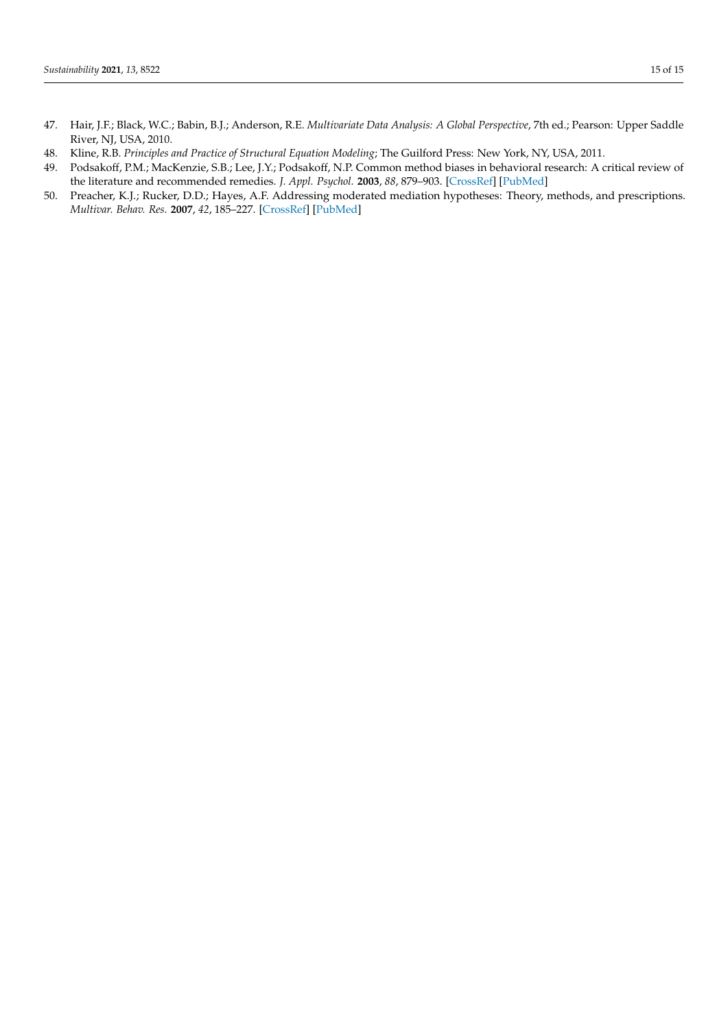47. Hair, J.F.; Black, W.C.; Babin, B.J.; Anderson, R.E. *Multivariate Data Analysis: A Global Perspective*, 7th ed.; Pearson: Upper Saddle River, NJ, USA, 2010.
48. Kline, R.B. *Principles and Practice of Structural Equation Modeling*; The Guilford Press: New York, NY, USA, 2011.
49. Podsakoff, P.M.; MacKenzie, S.B.; Lee, J.Y.; Podsakoff, N.P. Common method biases in behavioral research: A critical review of the literature and recommended remedies. *J. Appl. Psychol.* **2003**, *88*, 879–903. [CrossRef] [PubMed]
50. Preacher, K.J.; Rucker, D.D.; Hayes, A.F. Addressing moderated mediation hypotheses: Theory, methods, and prescriptions. *Multivar. Behav. Res.* **2007**, *42*, 185–227. [CrossRef] [PubMed]